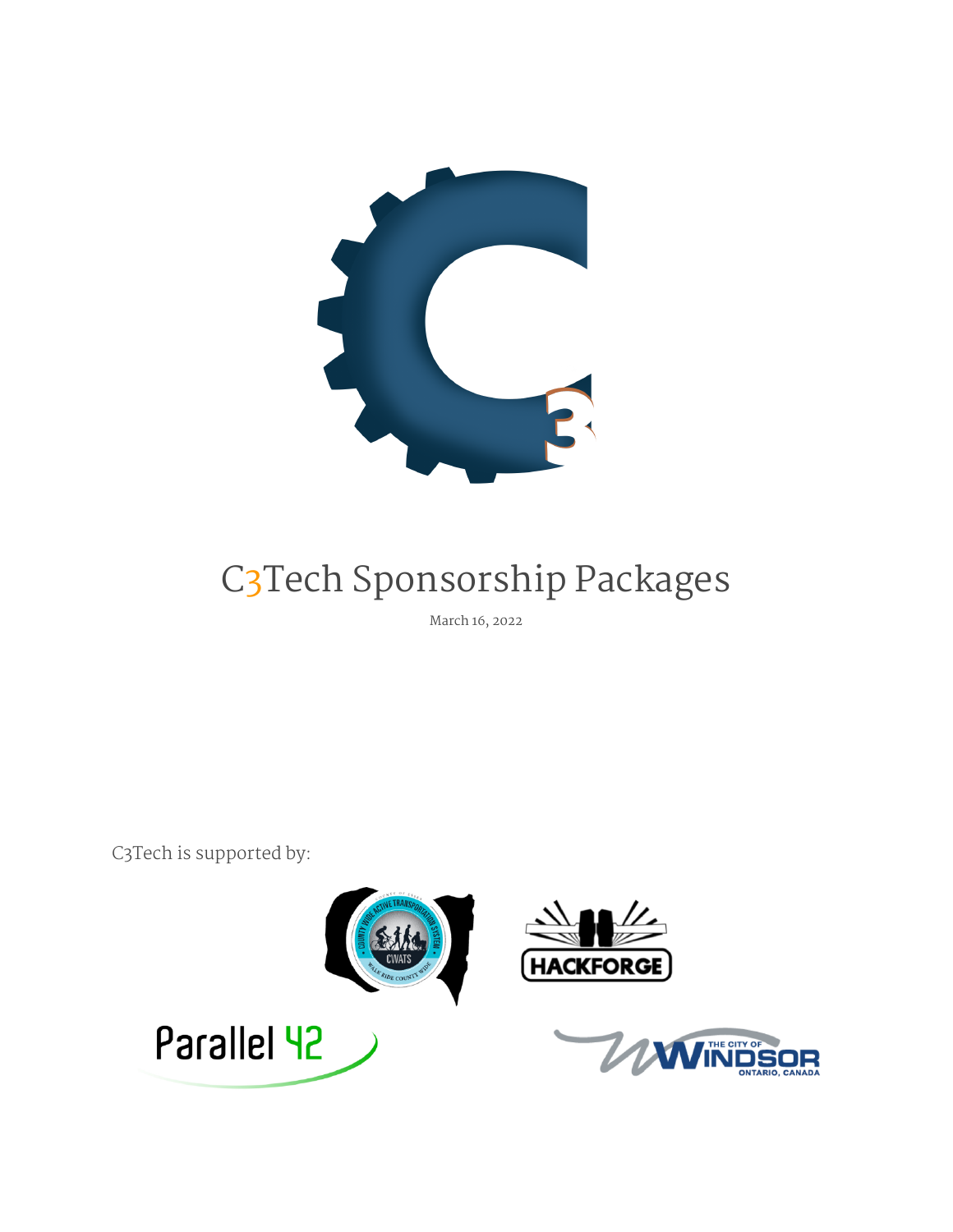# C3Tech Sponsorship Packages

March 16, 2022

C3Tech is supported by: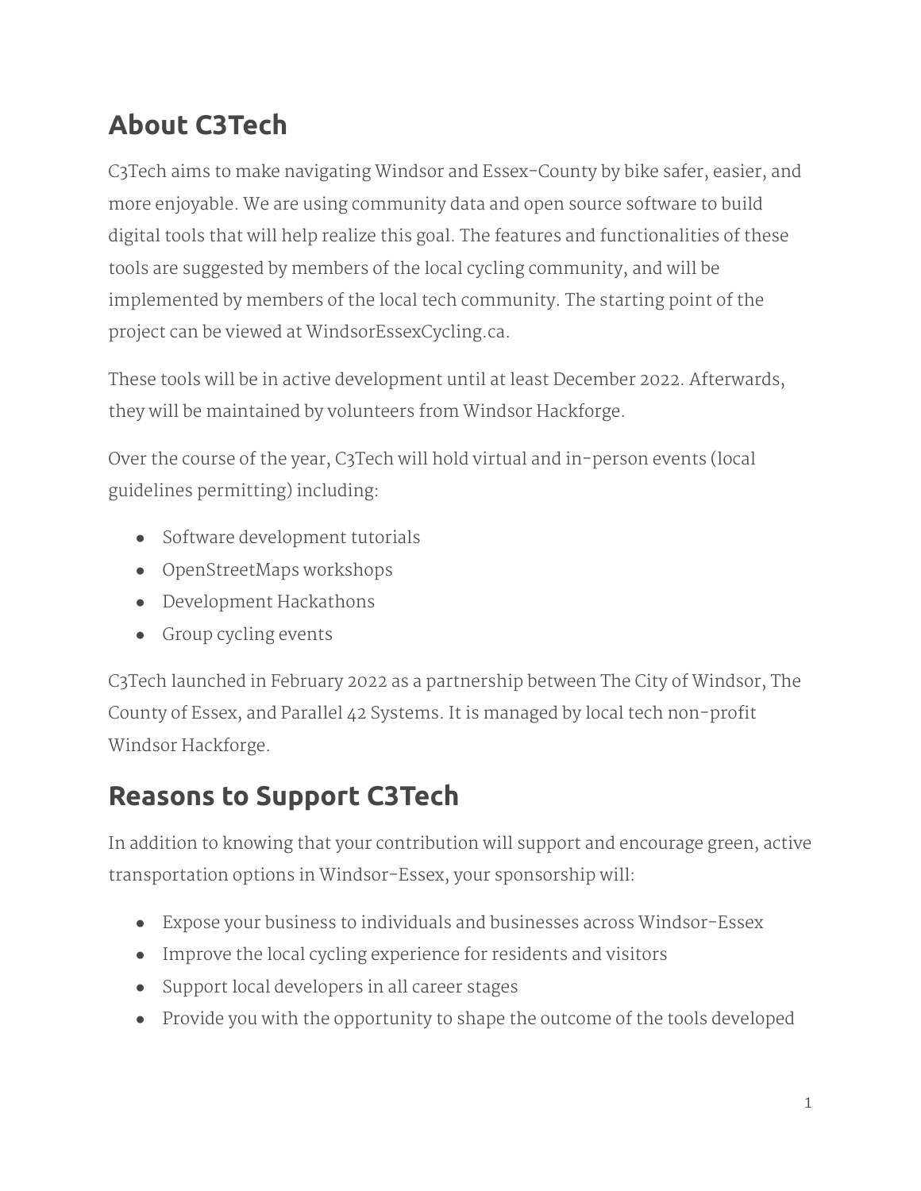## About C3Tech

C3Tech aims to make navigating Windsor and Essex-County by bike safer, easier, and more enjoyable. We are using community data and open source software to build digital tools that will help realize this goal. The features and functionalities of these tools are suggested by members of the local cycling community, and will be implemented by members of the local tech community. The starting point of the project can be viewed at WindsorEssexCycling.ca.

These tools will be in active development until at least December 2022. Afterwards, they will be maintained by volunteers from Windsor Hackforge.

Over the course of the year, C3Tech will hold virtual and in-person events (local guidelines permitting) including:

- Software development tutorials
- OpenStreetMaps workshops
- Development Hackathons
- Group cycling events

C3Tech launched in February 2022 as a partnership between The City of Windsor, The County of Essex, and Parallel 42 Systems. It is managed by local tech non-profit Windsor Hackforge.

## Reasons to Support C3Tech

In addition to knowing that your contribution will support and encourage green, active transportation options in Windsor-Essex, your sponsorship will:

- Expose your business to individuals and businesses across Windsor-Essex
- Improve the local cycling experience for residents and visitors
- Support local developers in all career stages
- Provide you with the opportunity to shape the outcome of the tools developed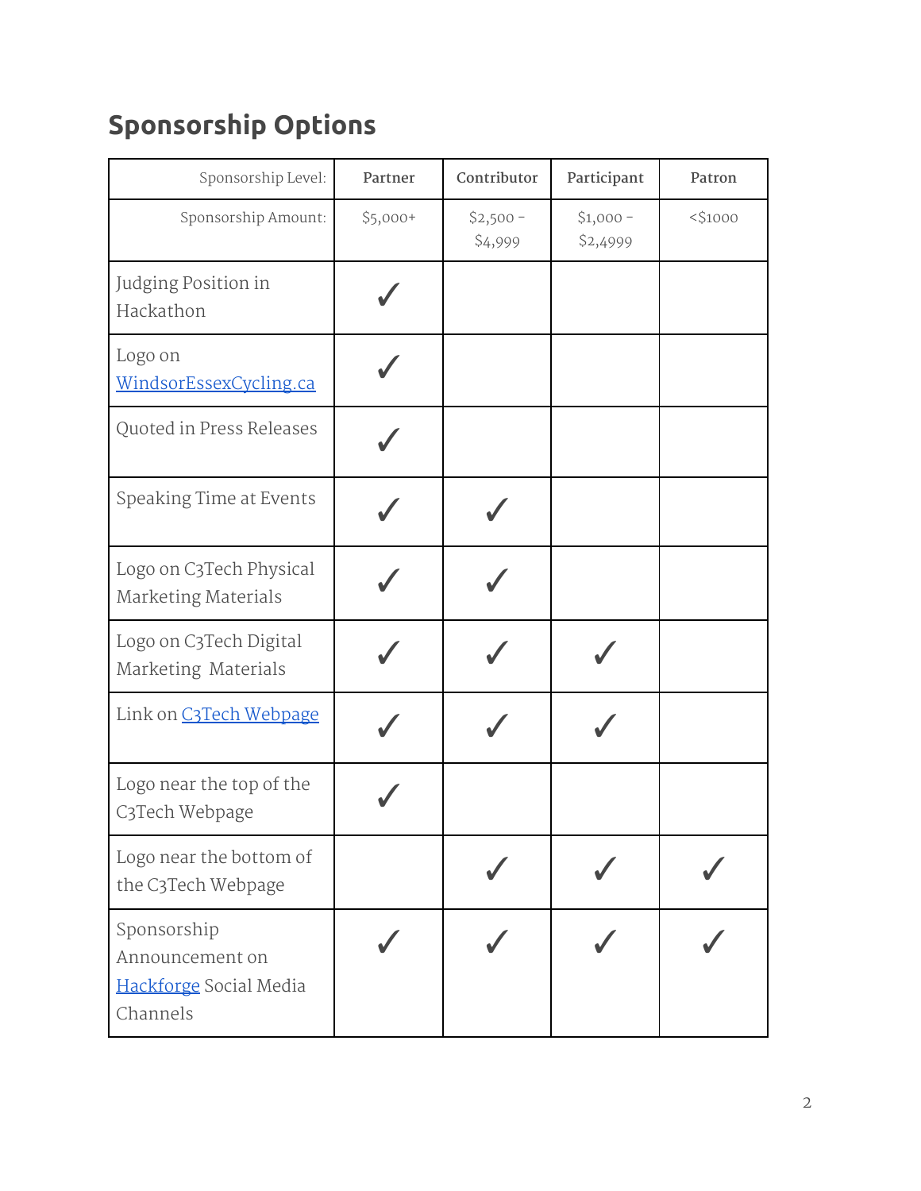## Sponsorship Options

| Sponsorship Level: | Partner | Contributor | Participant | Patron |
|---|---|---|---|---|
| Sponsorship Amount: | $5,000+ | $2,500 - $4,999 | $1,000 - $2,4999 | <$1000 |
| Judging Position in Hackathon | ✓ | | | |
| Logo on [WindsorEssexCycling.ca](WindsorEssexCycling.ca) | ✓ | | | |
| Quoted in Press Releases | ✓ | | | |
| Speaking Time at Events | ✓ | ✓ | | |
| Logo on C3Tech Physical Marketing Materials | ✓ | ✓ | | |
| Logo on C3Tech Digital Marketing Materials | ✓ | ✓ | ✓ | |
| Link on [C3Tech Webpage]() | ✓ | ✓ | ✓ | |
| Logo near the top of the C3Tech Webpage | ✓ | | | |
| Logo near the bottom of the C3Tech Webpage | | ✓ | ✓ | ✓ |
| Sponsorship Announcement on [Hackforge]() Social Media Channels | ✓ | ✓ | ✓ | ✓ |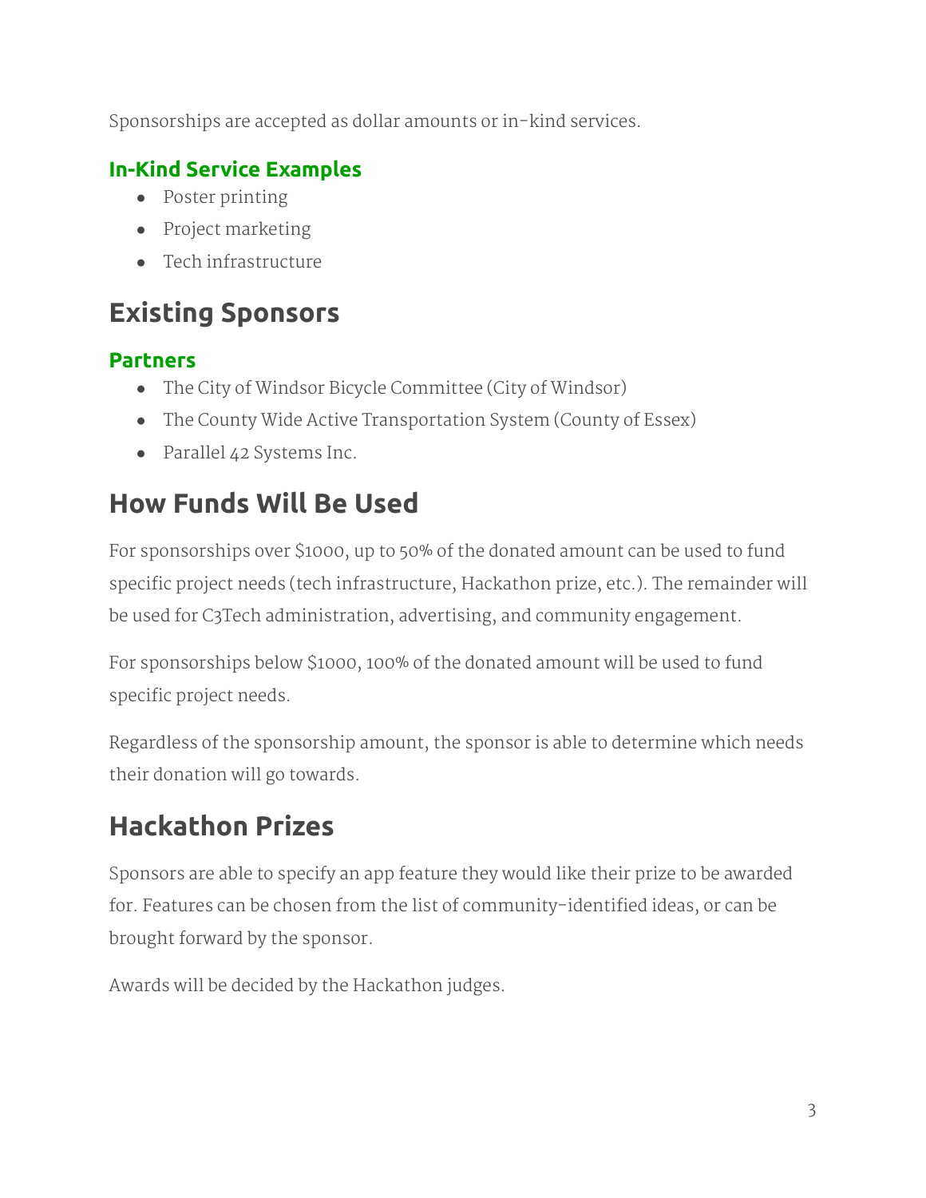Sponsorships are accepted as dollar amounts or in-kind services.

### In-Kind Service Examples

- Poster printing
- Project marketing
- Tech infrastructure

## Existing Sponsors

### Partners

- The City of Windsor Bicycle Committee (City of Windsor)
- The County Wide Active Transportation System (County of Essex)
- Parallel 42 Systems Inc.

## How Funds Will Be Used

For sponsorships over $1000, up to 50% of the donated amount can be used to fund specific project needs (tech infrastructure, Hackathon prize, etc.). The remainder will be used for C3Tech administration, advertising, and community engagement.

For sponsorships below $1000, 100% of the donated amount will be used to fund specific project needs.

Regardless of the sponsorship amount, the sponsor is able to determine which needs their donation will go towards.

## Hackathon Prizes

Sponsors are able to specify an app feature they would like their prize to be awarded for. Features can be chosen from the list of community-identified ideas, or can be brought forward by the sponsor.

Awards will be decided by the Hackathon judges.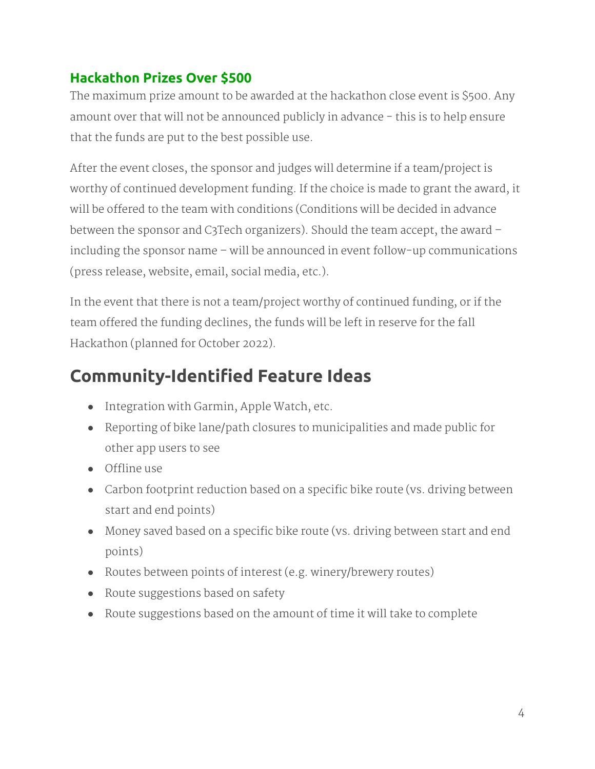### Hackathon Prizes Over $500

The maximum prize amount to be awarded at the hackathon close event is $500. Any amount over that will not be announced publicly in advance - this is to help ensure that the funds are put to the best possible use.

After the event closes, the sponsor and judges will determine if a team/project is worthy of continued development funding. If the choice is made to grant the award, it will be offered to the team with conditions (Conditions will be decided in advance between the sponsor and C3Tech organizers). Should the team accept, the award – including the sponsor name – will be announced in event follow-up communications (press release, website, email, social media, etc.).

In the event that there is not a team/project worthy of continued funding, or if the team offered the funding declines, the funds will be left in reserve for the fall Hackathon (planned for October 2022).

## Community-Identified Feature Ideas

- Integration with Garmin, Apple Watch, etc.
- Reporting of bike lane/path closures to municipalities and made public for other app users to see
- Offline use
- Carbon footprint reduction based on a specific bike route (vs. driving between start and end points)
- Money saved based on a specific bike route (vs. driving between start and end points)
- Routes between points of interest (e.g. winery/brewery routes)
- Route suggestions based on safety
- Route suggestions based on the amount of time it will take to complete